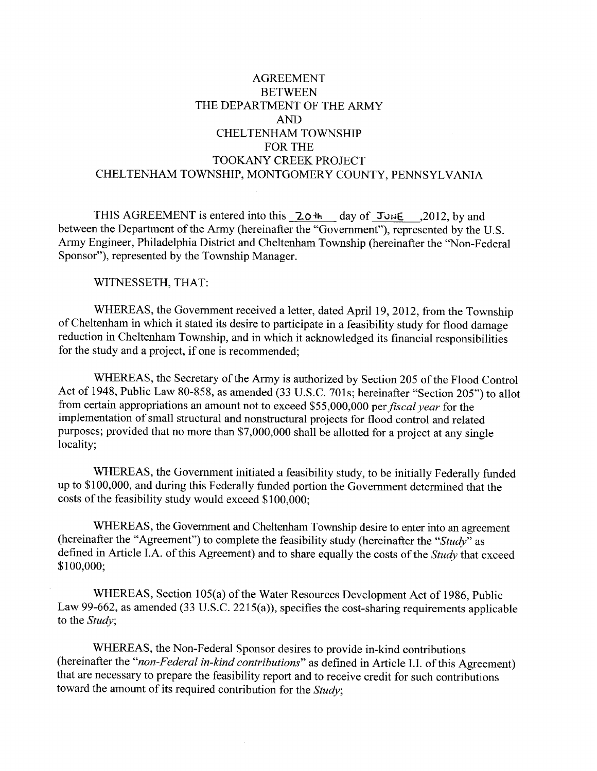# AGREEMENT
# BETWEEN
# THE DEPARTMENT OF THE ARMY
# AND
# CHELTENHAM TOWNSHIP
# FOR THE
# TOOKANY CREEK PROJECT
# CHELTENHAM TOWNSHIP, MONTGOMERY COUNTY, PENNSYLVANIA

THIS AGREEMENT is entered into this 20th day of JUNE ,2012, by and between the Department of the Army (hereinafter the "Government"), represented by the U.S. Army Engineer, Philadelphia District and Cheltenham Township (hereinafter the "Non-Federal Sponsor"), represented by the Township Manager.

WITNESSETH, THAT:

WHEREAS, the Government received a letter, dated April 19, 2012, from the Township of Cheltenham in which it stated its desire to participate in a feasibility study for flood damage reduction in Cheltenham Township, and in which it acknowledged its financial responsibilities for the study and a project, if one is recommended;

WHEREAS, the Secretary of the Army is authorized by Section 205 of the Flood Control Act of 1948, Public Law 80-858, as amended (33 U.S.C. 701s; hereinafter "Section 205") to allot from certain appropriations an amount not to exceed $55,000,000 per *fiscal year* for the implementation of small structural and nonstructural projects for flood control and related purposes; provided that no more than $7,000,000 shall be allotted for a project at any single locality;

WHEREAS, the Government initiated a feasibility study, to be initially Federally funded up to $100,000, and during this Federally funded portion the Government determined that the costs of the feasibility study would exceed $100,000;

WHEREAS, the Government and Cheltenham Township desire to enter into an agreement (hereinafter the "Agreement") to complete the feasibility study (hereinafter the "*Study*" as defined in Article I.A. of this Agreement) and to share equally the costs of the *Study* that exceed $100,000;

WHEREAS, Section 105(a) of the Water Resources Development Act of 1986, Public Law 99-662, as amended (33 U.S.C. 2215(a)), specifies the cost-sharing requirements applicable to the *Study*;

WHEREAS, the Non-Federal Sponsor desires to provide in-kind contributions (hereinafter the "*non-Federal in-kind contributions*" as defined in Article I.I. of this Agreement) that are necessary to prepare the feasibility report and to receive credit for such contributions toward the amount of its required contribution for the *Study*;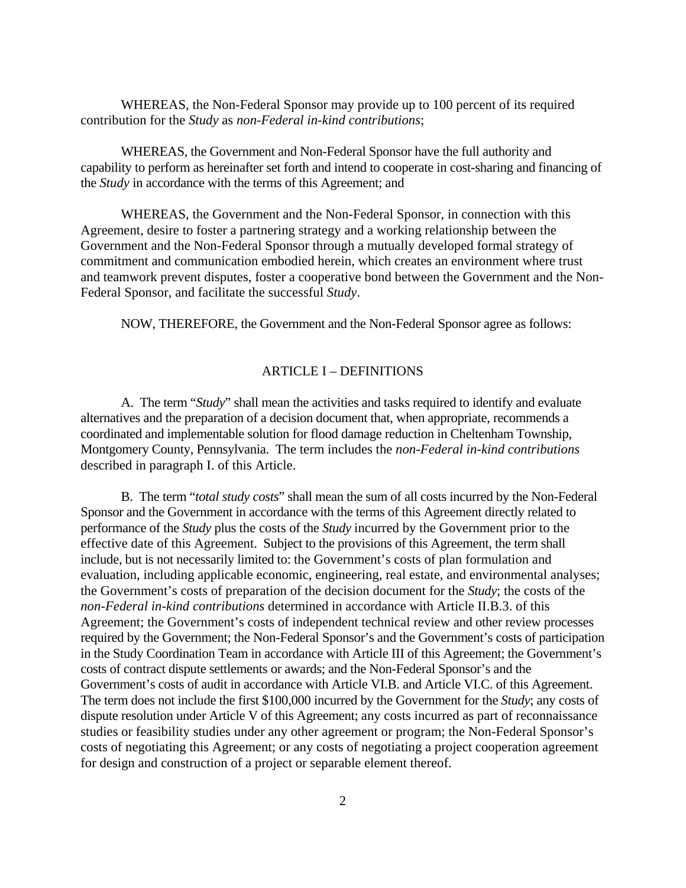WHEREAS, the Non-Federal Sponsor may provide up to 100 percent of its required contribution for the *Study* as *non-Federal in-kind contributions*;

WHEREAS, the Government and Non-Federal Sponsor have the full authority and capability to perform as hereinafter set forth and intend to cooperate in cost-sharing and financing of the *Study* in accordance with the terms of this Agreement; and

WHEREAS, the Government and the Non-Federal Sponsor, in connection with this Agreement, desire to foster a partnering strategy and a working relationship between the Government and the Non-Federal Sponsor through a mutually developed formal strategy of commitment and communication embodied herein, which creates an environment where trust and teamwork prevent disputes, foster a cooperative bond between the Government and the Non-Federal Sponsor, and facilitate the successful *Study*.

NOW, THEREFORE, the Government and the Non-Federal Sponsor agree as follows:

## ARTICLE I – DEFINITIONS

A. The term "*Study*" shall mean the activities and tasks required to identify and evaluate alternatives and the preparation of a decision document that, when appropriate, recommends a coordinated and implementable solution for flood damage reduction in Cheltenham Township, Montgomery County, Pennsylvania. The term includes the *non-Federal in-kind contributions* described in paragraph I. of this Article.

B. The term "*total study costs*" shall mean the sum of all costs incurred by the Non-Federal Sponsor and the Government in accordance with the terms of this Agreement directly related to performance of the *Study* plus the costs of the *Study* incurred by the Government prior to the effective date of this Agreement. Subject to the provisions of this Agreement, the term shall include, but is not necessarily limited to: the Government's costs of plan formulation and evaluation, including applicable economic, engineering, real estate, and environmental analyses; the Government's costs of preparation of the decision document for the *Study*; the costs of the *non-Federal in-kind contributions* determined in accordance with Article II.B.3. of this Agreement; the Government's costs of independent technical review and other review processes required by the Government; the Non-Federal Sponsor's and the Government's costs of participation in the Study Coordination Team in accordance with Article III of this Agreement; the Government's costs of contract dispute settlements or awards; and the Non-Federal Sponsor's and the Government's costs of audit in accordance with Article VI.B. and Article VI.C. of this Agreement. The term does not include the first $100,000 incurred by the Government for the *Study*; any costs of dispute resolution under Article V of this Agreement; any costs incurred as part of reconnaissance studies or feasibility studies under any other agreement or program; the Non-Federal Sponsor's costs of negotiating this Agreement; or any costs of negotiating a project cooperation agreement for design and construction of a project or separable element thereof.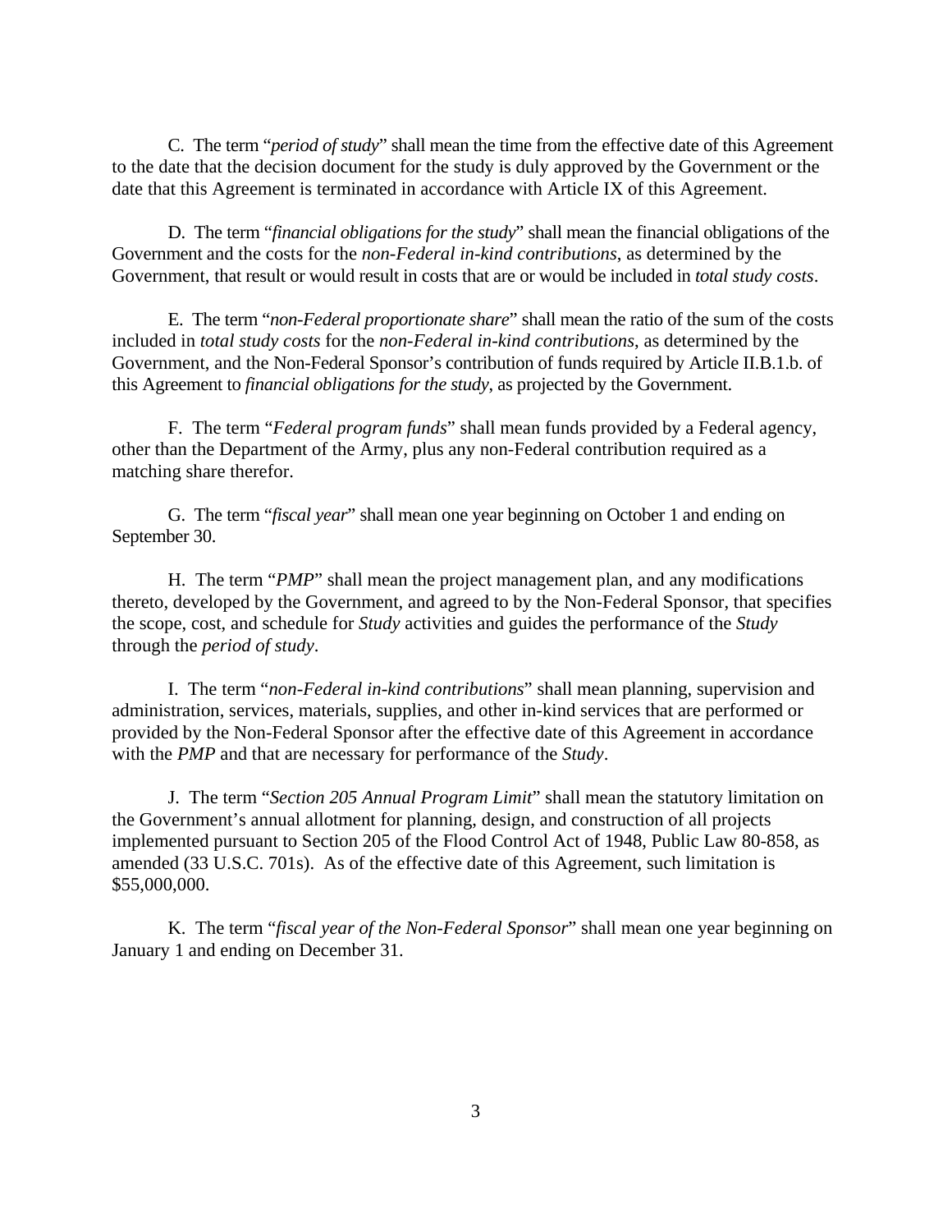C. The term "*period of study*" shall mean the time from the effective date of this Agreement to the date that the decision document for the study is duly approved by the Government or the date that this Agreement is terminated in accordance with Article IX of this Agreement.

D. The term "*financial obligations for the study*" shall mean the financial obligations of the Government and the costs for the *non-Federal in-kind contributions*, as determined by the Government, that result or would result in costs that are or would be included in *total study costs*.

E. The term "*non-Federal proportionate share*" shall mean the ratio of the sum of the costs included in *total study costs* for the *non-Federal in-kind contributions*, as determined by the Government, and the Non-Federal Sponsor's contribution of funds required by Article II.B.1.b. of this Agreement to *financial obligations for the study*, as projected by the Government.

F. The term "*Federal program funds*" shall mean funds provided by a Federal agency, other than the Department of the Army, plus any non-Federal contribution required as a matching share therefor.

G. The term "*fiscal year*" shall mean one year beginning on October 1 and ending on September 30.

H. The term "*PMP*" shall mean the project management plan, and any modifications thereto, developed by the Government, and agreed to by the Non-Federal Sponsor, that specifies the scope, cost, and schedule for *Study* activities and guides the performance of the *Study* through the *period of study*.

I. The term "*non-Federal in-kind contributions*" shall mean planning, supervision and administration, services, materials, supplies, and other in-kind services that are performed or provided by the Non-Federal Sponsor after the effective date of this Agreement in accordance with the *PMP* and that are necessary for performance of the *Study*.

J. The term "*Section 205 Annual Program Limit*" shall mean the statutory limitation on the Government's annual allotment for planning, design, and construction of all projects implemented pursuant to Section 205 of the Flood Control Act of 1948, Public Law 80-858, as amended (33 U.S.C. 701s). As of the effective date of this Agreement, such limitation is $55,000,000.

K. The term "*fiscal year of the Non-Federal Sponsor*" shall mean one year beginning on January 1 and ending on December 31.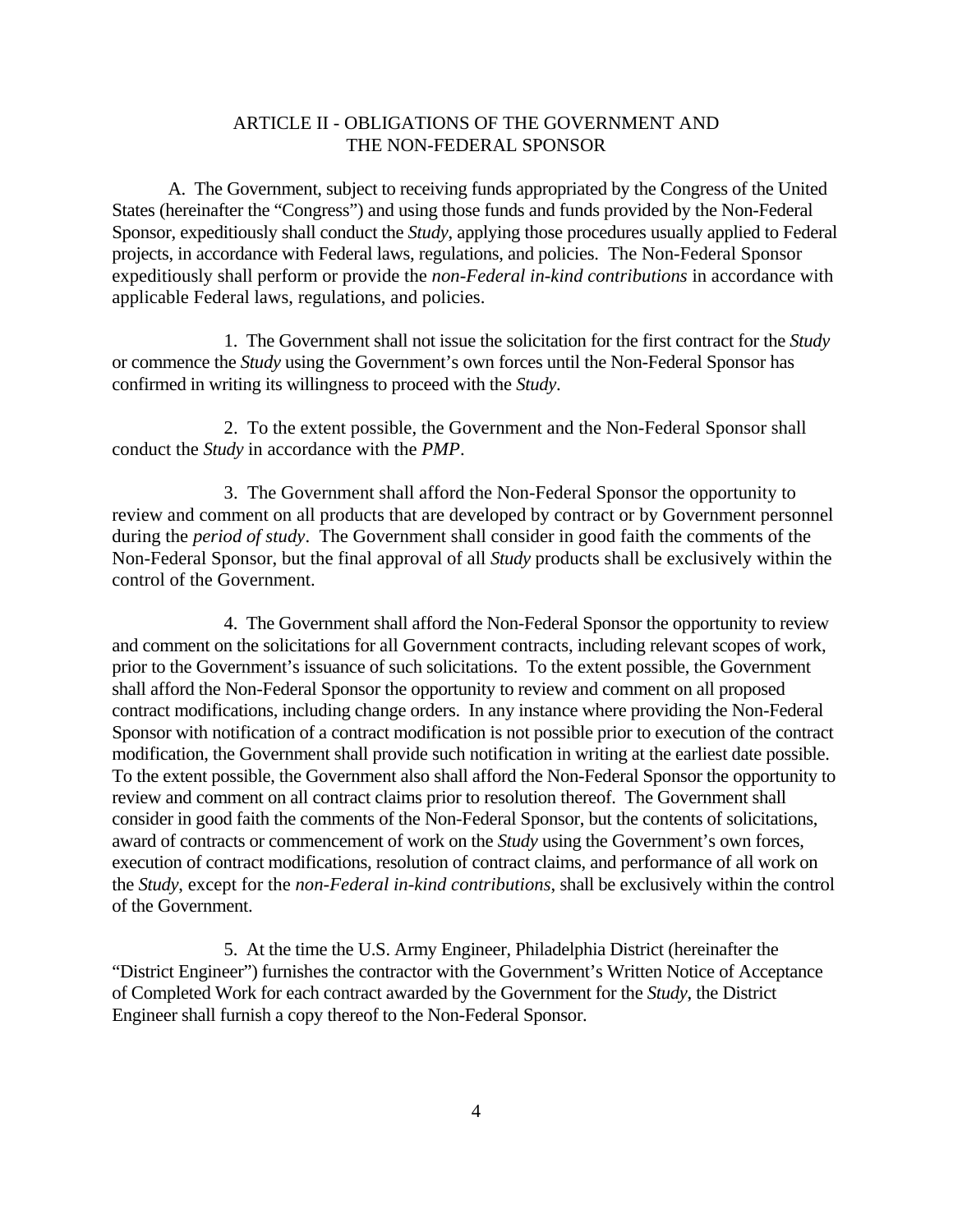## ARTICLE II - OBLIGATIONS OF THE GOVERNMENT AND THE NON-FEDERAL SPONSOR

A. The Government, subject to receiving funds appropriated by the Congress of the United States (hereinafter the "Congress") and using those funds and funds provided by the Non-Federal Sponsor, expeditiously shall conduct the *Study*, applying those procedures usually applied to Federal projects, in accordance with Federal laws, regulations, and policies. The Non-Federal Sponsor expeditiously shall perform or provide the *non-Federal in-kind contributions* in accordance with applicable Federal laws, regulations, and policies.

1. The Government shall not issue the solicitation for the first contract for the *Study* or commence the *Study* using the Government's own forces until the Non-Federal Sponsor has confirmed in writing its willingness to proceed with the *Study*.

2. To the extent possible, the Government and the Non-Federal Sponsor shall conduct the *Study* in accordance with the *PMP*.

3. The Government shall afford the Non-Federal Sponsor the opportunity to review and comment on all products that are developed by contract or by Government personnel during the *period of study*. The Government shall consider in good faith the comments of the Non-Federal Sponsor, but the final approval of all *Study* products shall be exclusively within the control of the Government.

4. The Government shall afford the Non-Federal Sponsor the opportunity to review and comment on the solicitations for all Government contracts, including relevant scopes of work, prior to the Government's issuance of such solicitations. To the extent possible, the Government shall afford the Non-Federal Sponsor the opportunity to review and comment on all proposed contract modifications, including change orders. In any instance where providing the Non-Federal Sponsor with notification of a contract modification is not possible prior to execution of the contract modification, the Government shall provide such notification in writing at the earliest date possible. To the extent possible, the Government also shall afford the Non-Federal Sponsor the opportunity to review and comment on all contract claims prior to resolution thereof. The Government shall consider in good faith the comments of the Non-Federal Sponsor, but the contents of solicitations, award of contracts or commencement of work on the *Study* using the Government's own forces, execution of contract modifications, resolution of contract claims, and performance of all work on the *Study*, except for the *non-Federal in-kind contributions*, shall be exclusively within the control of the Government.

5. At the time the U.S. Army Engineer, Philadelphia District (hereinafter the "District Engineer") furnishes the contractor with the Government's Written Notice of Acceptance of Completed Work for each contract awarded by the Government for the *Study*, the District Engineer shall furnish a copy thereof to the Non-Federal Sponsor.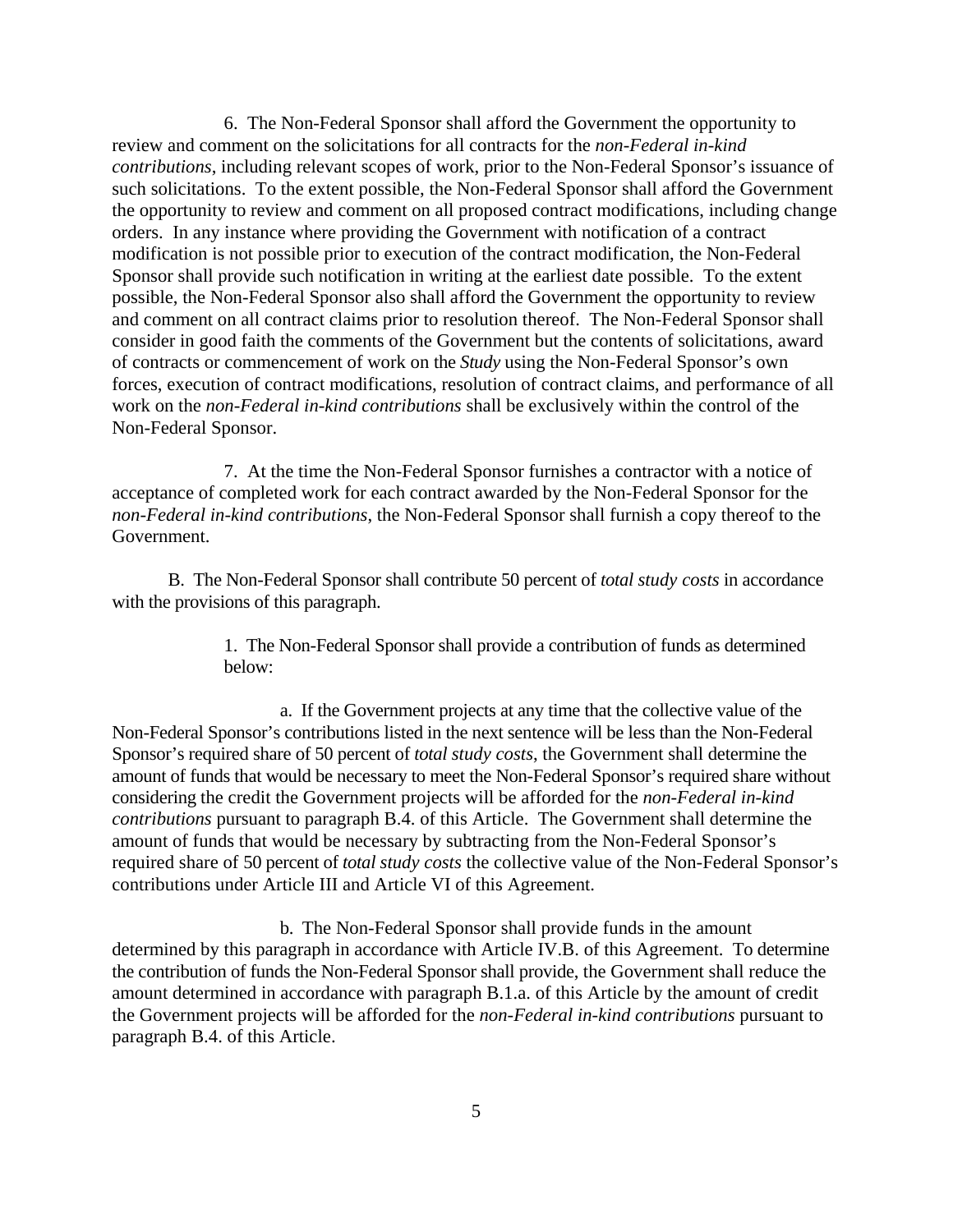6. The Non-Federal Sponsor shall afford the Government the opportunity to review and comment on the solicitations for all contracts for the *non-Federal in-kind contributions*, including relevant scopes of work, prior to the Non-Federal Sponsor's issuance of such solicitations. To the extent possible, the Non-Federal Sponsor shall afford the Government the opportunity to review and comment on all proposed contract modifications, including change orders. In any instance where providing the Government with notification of a contract modification is not possible prior to execution of the contract modification, the Non-Federal Sponsor shall provide such notification in writing at the earliest date possible. To the extent possible, the Non-Federal Sponsor also shall afford the Government the opportunity to review and comment on all contract claims prior to resolution thereof. The Non-Federal Sponsor shall consider in good faith the comments of the Government but the contents of solicitations, award of contracts or commencement of work on the *Study* using the Non-Federal Sponsor's own forces, execution of contract modifications, resolution of contract claims, and performance of all work on the *non-Federal in-kind contributions* shall be exclusively within the control of the Non-Federal Sponsor.

7. At the time the Non-Federal Sponsor furnishes a contractor with a notice of acceptance of completed work for each contract awarded by the Non-Federal Sponsor for the *non-Federal in-kind contributions*, the Non-Federal Sponsor shall furnish a copy thereof to the Government.

B. The Non-Federal Sponsor shall contribute 50 percent of *total study costs* in accordance with the provisions of this paragraph.

1. The Non-Federal Sponsor shall provide a contribution of funds as determined below:

a. If the Government projects at any time that the collective value of the Non-Federal Sponsor's contributions listed in the next sentence will be less than the Non-Federal Sponsor's required share of 50 percent of *total study costs*, the Government shall determine the amount of funds that would be necessary to meet the Non-Federal Sponsor's required share without considering the credit the Government projects will be afforded for the *non-Federal in-kind contributions* pursuant to paragraph B.4. of this Article. The Government shall determine the amount of funds that would be necessary by subtracting from the Non-Federal Sponsor's required share of 50 percent of *total study costs* the collective value of the Non-Federal Sponsor's contributions under Article III and Article VI of this Agreement.

b. The Non-Federal Sponsor shall provide funds in the amount determined by this paragraph in accordance with Article IV.B. of this Agreement. To determine the contribution of funds the Non-Federal Sponsor shall provide, the Government shall reduce the amount determined in accordance with paragraph B.1.a. of this Article by the amount of credit the Government projects will be afforded for the *non-Federal in-kind contributions* pursuant to paragraph B.4. of this Article.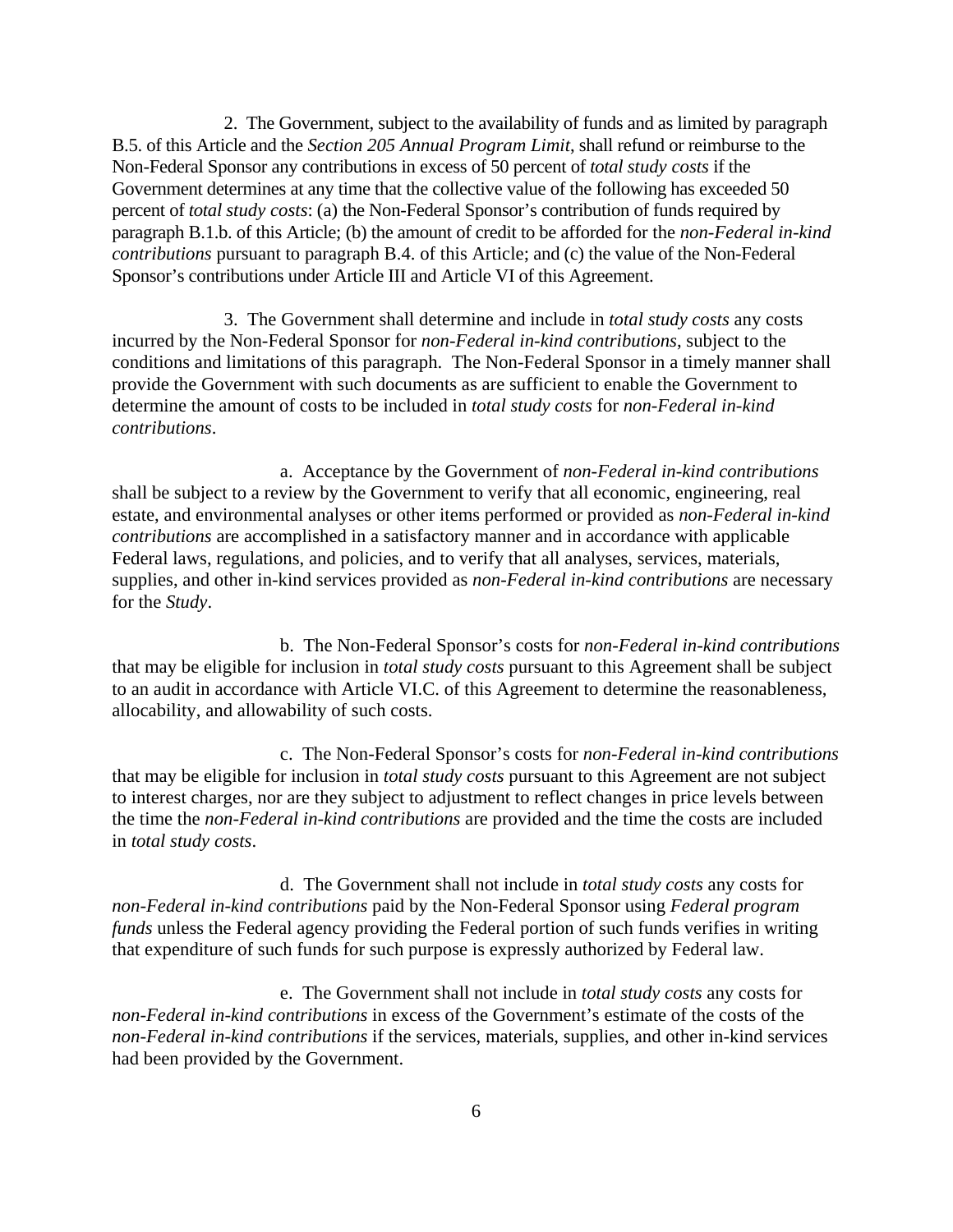2. The Government, subject to the availability of funds and as limited by paragraph B.5. of this Article and the *Section 205 Annual Program Limit*, shall refund or reimburse to the Non-Federal Sponsor any contributions in excess of 50 percent of *total study costs* if the Government determines at any time that the collective value of the following has exceeded 50 percent of *total study costs*: (a) the Non-Federal Sponsor's contribution of funds required by paragraph B.1.b. of this Article; (b) the amount of credit to be afforded for the *non-Federal in-kind contributions* pursuant to paragraph B.4. of this Article; and (c) the value of the Non-Federal Sponsor's contributions under Article III and Article VI of this Agreement.

3. The Government shall determine and include in *total study costs* any costs incurred by the Non-Federal Sponsor for *non-Federal in-kind contributions*, subject to the conditions and limitations of this paragraph. The Non-Federal Sponsor in a timely manner shall provide the Government with such documents as are sufficient to enable the Government to determine the amount of costs to be included in *total study costs* for *non-Federal in-kind contributions*.

a. Acceptance by the Government of *non-Federal in-kind contributions* shall be subject to a review by the Government to verify that all economic, engineering, real estate, and environmental analyses or other items performed or provided as *non-Federal in-kind contributions* are accomplished in a satisfactory manner and in accordance with applicable Federal laws, regulations, and policies, and to verify that all analyses, services, materials, supplies, and other in-kind services provided as *non-Federal in-kind contributions* are necessary for the *Study*.

b. The Non-Federal Sponsor's costs for *non-Federal in-kind contributions* that may be eligible for inclusion in *total study costs* pursuant to this Agreement shall be subject to an audit in accordance with Article VI.C. of this Agreement to determine the reasonableness, allocability, and allowability of such costs.

c. The Non-Federal Sponsor's costs for *non-Federal in-kind contributions* that may be eligible for inclusion in *total study costs* pursuant to this Agreement are not subject to interest charges, nor are they subject to adjustment to reflect changes in price levels between the time the *non-Federal in-kind contributions* are provided and the time the costs are included in *total study costs*.

d. The Government shall not include in *total study costs* any costs for *non-Federal in-kind contributions* paid by the Non-Federal Sponsor using *Federal program funds* unless the Federal agency providing the Federal portion of such funds verifies in writing that expenditure of such funds for such purpose is expressly authorized by Federal law.

e. The Government shall not include in *total study costs* any costs for *non-Federal in-kind contributions* in excess of the Government's estimate of the costs of the *non-Federal in-kind contributions* if the services, materials, supplies, and other in-kind services had been provided by the Government.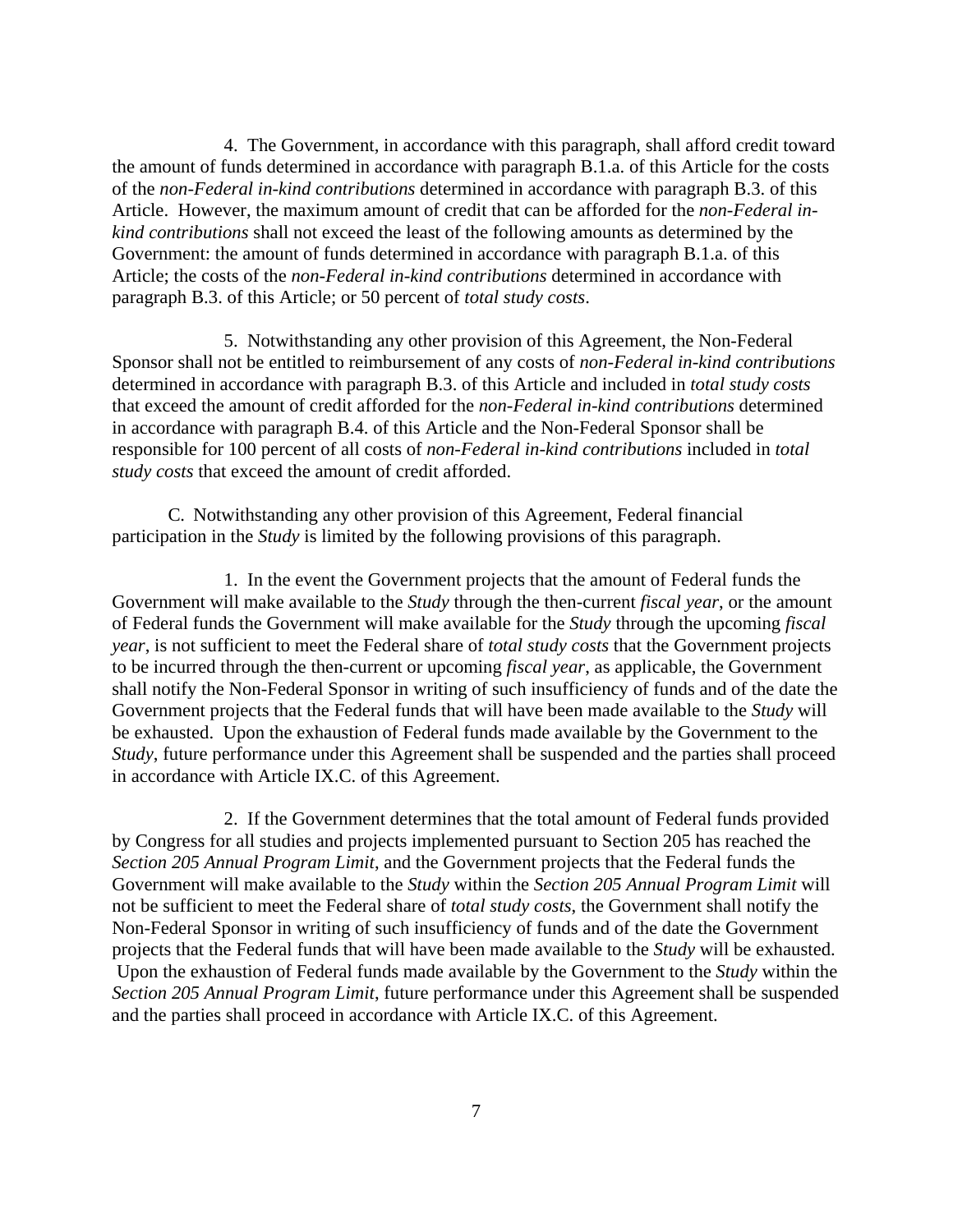4. The Government, in accordance with this paragraph, shall afford credit toward the amount of funds determined in accordance with paragraph B.1.a. of this Article for the costs of the *non-Federal in-kind contributions* determined in accordance with paragraph B.3. of this Article. However, the maximum amount of credit that can be afforded for the *non-Federal in-kind contributions* shall not exceed the least of the following amounts as determined by the Government: the amount of funds determined in accordance with paragraph B.1.a. of this Article; the costs of the *non-Federal in-kind contributions* determined in accordance with paragraph B.3. of this Article; or 50 percent of *total study costs*.

5. Notwithstanding any other provision of this Agreement, the Non-Federal Sponsor shall not be entitled to reimbursement of any costs of *non-Federal in-kind contributions* determined in accordance with paragraph B.3. of this Article and included in *total study costs* that exceed the amount of credit afforded for the *non-Federal in-kind contributions* determined in accordance with paragraph B.4. of this Article and the Non-Federal Sponsor shall be responsible for 100 percent of all costs of *non-Federal in-kind contributions* included in *total study costs* that exceed the amount of credit afforded.

C. Notwithstanding any other provision of this Agreement, Federal financial participation in the *Study* is limited by the following provisions of this paragraph.

1. In the event the Government projects that the amount of Federal funds the Government will make available to the *Study* through the then-current *fiscal year*, or the amount of Federal funds the Government will make available for the *Study* through the upcoming *fiscal year*, is not sufficient to meet the Federal share of *total study costs* that the Government projects to be incurred through the then-current or upcoming *fiscal year*, as applicable, the Government shall notify the Non-Federal Sponsor in writing of such insufficiency of funds and of the date the Government projects that the Federal funds that will have been made available to the *Study* will be exhausted. Upon the exhaustion of Federal funds made available by the Government to the *Study*, future performance under this Agreement shall be suspended and the parties shall proceed in accordance with Article IX.C. of this Agreement.

2. If the Government determines that the total amount of Federal funds provided by Congress for all studies and projects implemented pursuant to Section 205 has reached the *Section 205 Annual Program Limit*, and the Government projects that the Federal funds the Government will make available to the *Study* within the *Section 205 Annual Program Limit* will not be sufficient to meet the Federal share of *total study costs*, the Government shall notify the Non-Federal Sponsor in writing of such insufficiency of funds and of the date the Government projects that the Federal funds that will have been made available to the *Study* will be exhausted. Upon the exhaustion of Federal funds made available by the Government to the *Study* within the *Section 205 Annual Program Limit*, future performance under this Agreement shall be suspended and the parties shall proceed in accordance with Article IX.C. of this Agreement.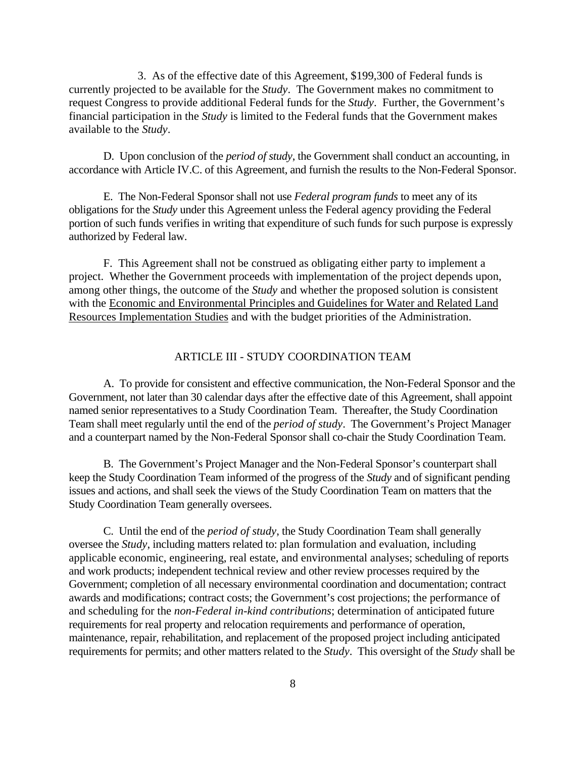3. As of the effective date of this Agreement, $199,300 of Federal funds is currently projected to be available for the *Study*. The Government makes no commitment to request Congress to provide additional Federal funds for the *Study*. Further, the Government's financial participation in the *Study* is limited to the Federal funds that the Government makes available to the *Study*.

D. Upon conclusion of the *period of study*, the Government shall conduct an accounting, in accordance with Article IV.C. of this Agreement, and furnish the results to the Non-Federal Sponsor.

E. The Non-Federal Sponsor shall not use *Federal program funds* to meet any of its obligations for the *Study* under this Agreement unless the Federal agency providing the Federal portion of such funds verifies in writing that expenditure of such funds for such purpose is expressly authorized by Federal law.

F. This Agreement shall not be construed as obligating either party to implement a project. Whether the Government proceeds with implementation of the project depends upon, among other things, the outcome of the *Study* and whether the proposed solution is consistent with the Economic and Environmental Principles and Guidelines for Water and Related Land Resources Implementation Studies and with the budget priorities of the Administration.

## ARTICLE III - STUDY COORDINATION TEAM

A. To provide for consistent and effective communication, the Non-Federal Sponsor and the Government, not later than 30 calendar days after the effective date of this Agreement, shall appoint named senior representatives to a Study Coordination Team. Thereafter, the Study Coordination Team shall meet regularly until the end of the *period of study*. The Government's Project Manager and a counterpart named by the Non-Federal Sponsor shall co-chair the Study Coordination Team.

B. The Government's Project Manager and the Non-Federal Sponsor's counterpart shall keep the Study Coordination Team informed of the progress of the *Study* and of significant pending issues and actions, and shall seek the views of the Study Coordination Team on matters that the Study Coordination Team generally oversees.

C. Until the end of the *period of study*, the Study Coordination Team shall generally oversee the *Study*, including matters related to: plan formulation and evaluation, including applicable economic, engineering, real estate, and environmental analyses; scheduling of reports and work products; independent technical review and other review processes required by the Government; completion of all necessary environmental coordination and documentation; contract awards and modifications; contract costs; the Government's cost projections; the performance of and scheduling for the *non-Federal in-kind contributions*; determination of anticipated future requirements for real property and relocation requirements and performance of operation, maintenance, repair, rehabilitation, and replacement of the proposed project including anticipated requirements for permits; and other matters related to the *Study*. This oversight of the *Study* shall be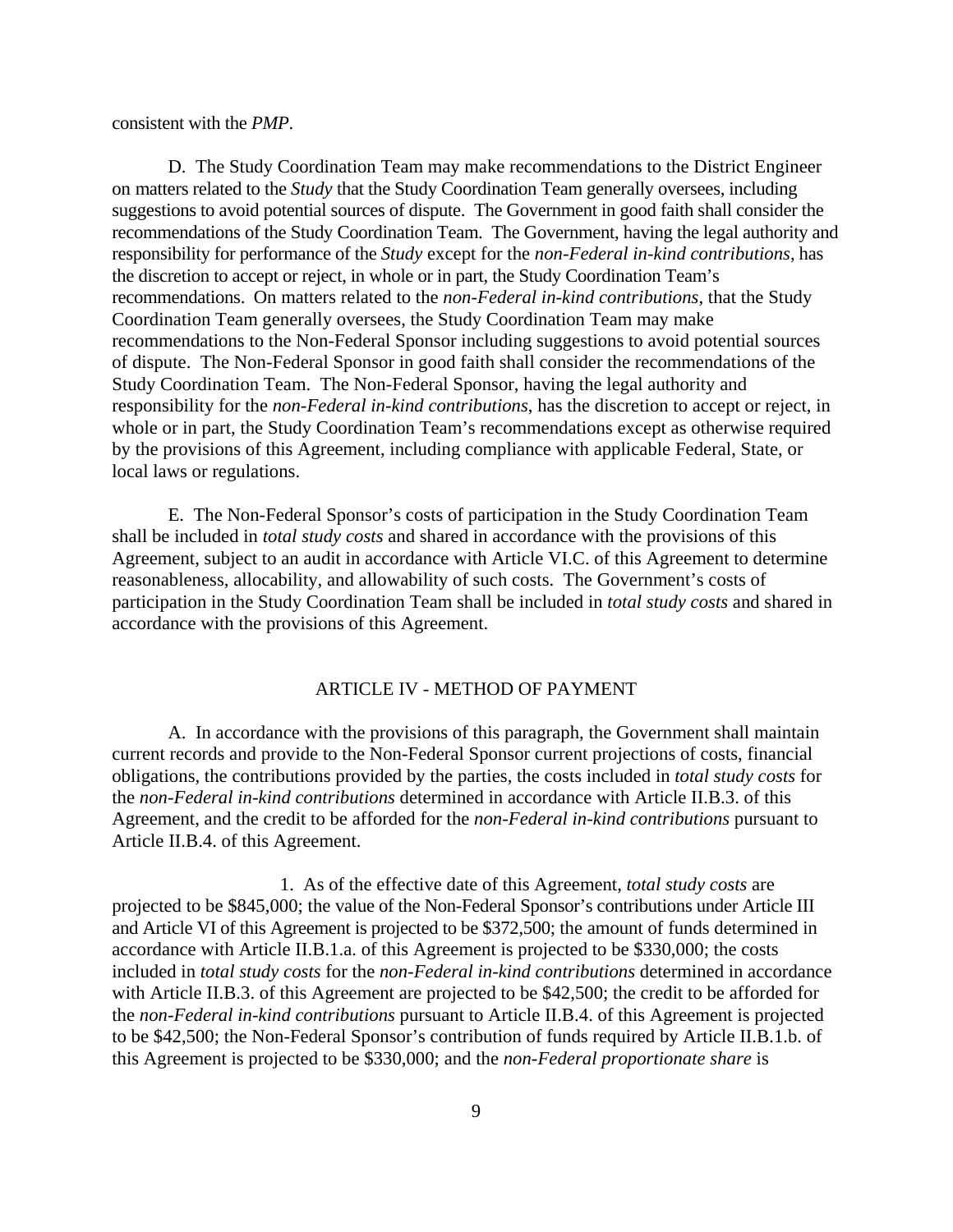consistent with the *PMP*.

D. The Study Coordination Team may make recommendations to the District Engineer on matters related to the *Study* that the Study Coordination Team generally oversees, including suggestions to avoid potential sources of dispute. The Government in good faith shall consider the recommendations of the Study Coordination Team. The Government, having the legal authority and responsibility for performance of the *Study* except for the *non-Federal in-kind contributions*, has the discretion to accept or reject, in whole or in part, the Study Coordination Team's recommendations. On matters related to the *non-Federal in-kind contributions*, that the Study Coordination Team generally oversees, the Study Coordination Team may make recommendations to the Non-Federal Sponsor including suggestions to avoid potential sources of dispute. The Non-Federal Sponsor in good faith shall consider the recommendations of the Study Coordination Team. The Non-Federal Sponsor, having the legal authority and responsibility for the *non-Federal in-kind contributions*, has the discretion to accept or reject, in whole or in part, the Study Coordination Team's recommendations except as otherwise required by the provisions of this Agreement, including compliance with applicable Federal, State, or local laws or regulations.

E. The Non-Federal Sponsor's costs of participation in the Study Coordination Team shall be included in *total study costs* and shared in accordance with the provisions of this Agreement, subject to an audit in accordance with Article VI.C. of this Agreement to determine reasonableness, allocability, and allowability of such costs. The Government's costs of participation in the Study Coordination Team shall be included in *total study costs* and shared in accordance with the provisions of this Agreement.

## ARTICLE IV - METHOD OF PAYMENT

A. In accordance with the provisions of this paragraph, the Government shall maintain current records and provide to the Non-Federal Sponsor current projections of costs, financial obligations, the contributions provided by the parties, the costs included in *total study costs* for the *non-Federal in-kind contributions* determined in accordance with Article II.B.3. of this Agreement, and the credit to be afforded for the *non-Federal in-kind contributions* pursuant to Article II.B.4. of this Agreement.

1. As of the effective date of this Agreement, *total study costs* are projected to be $845,000; the value of the Non-Federal Sponsor's contributions under Article III and Article VI of this Agreement is projected to be $372,500; the amount of funds determined in accordance with Article II.B.1.a. of this Agreement is projected to be $330,000; the costs included in *total study costs* for the *non-Federal in-kind contributions* determined in accordance with Article II.B.3. of this Agreement are projected to be $42,500; the credit to be afforded for the *non-Federal in-kind contributions* pursuant to Article II.B.4. of this Agreement is projected to be $42,500; the Non-Federal Sponsor's contribution of funds required by Article II.B.1.b. of this Agreement is projected to be $330,000; and the *non-Federal proportionate share* is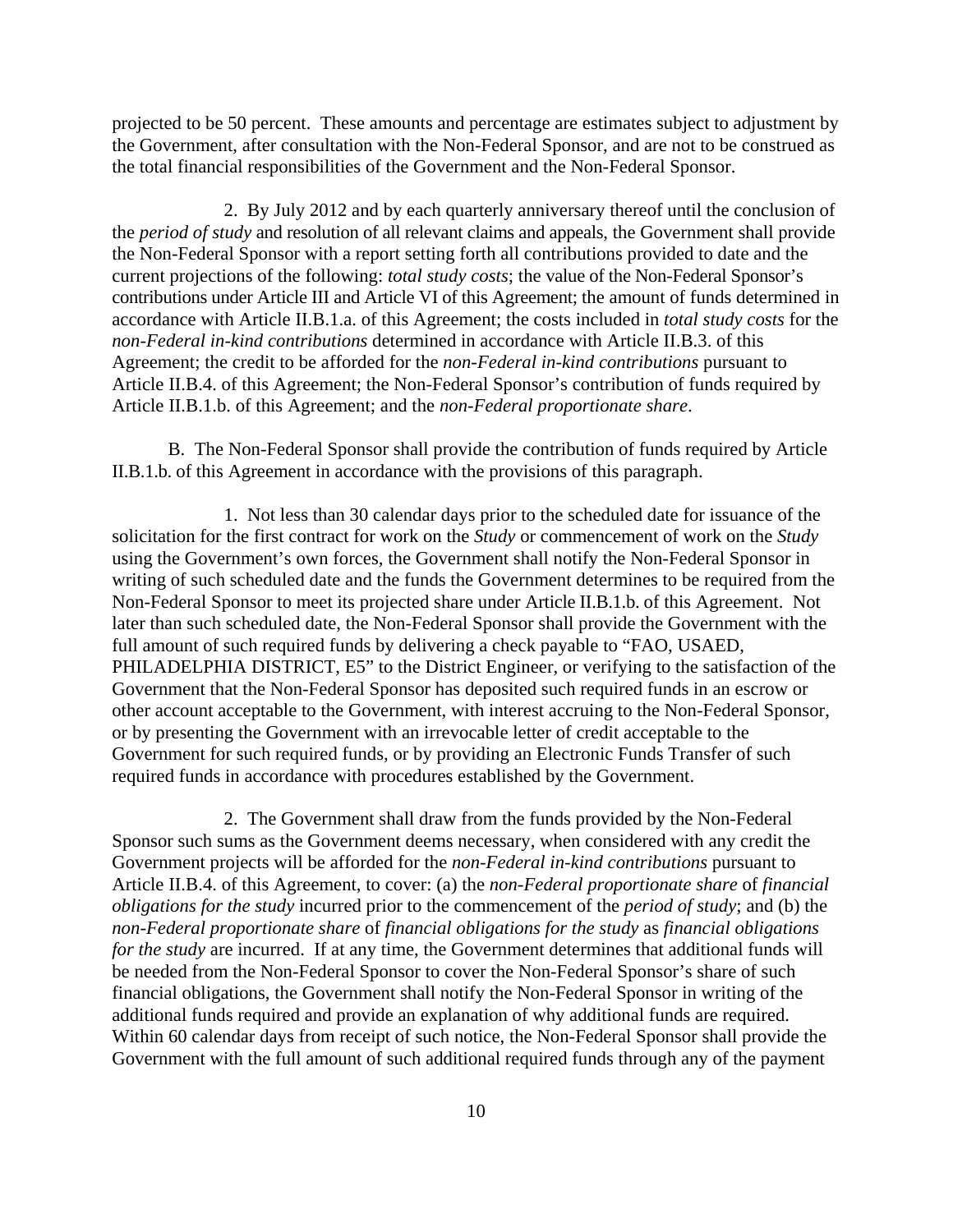projected to be 50 percent. These amounts and percentage are estimates subject to adjustment by the Government, after consultation with the Non-Federal Sponsor, and are not to be construed as the total financial responsibilities of the Government and the Non-Federal Sponsor.

2. By July 2012 and by each quarterly anniversary thereof until the conclusion of the *period of study* and resolution of all relevant claims and appeals, the Government shall provide the Non-Federal Sponsor with a report setting forth all contributions provided to date and the current projections of the following: *total study costs*; the value of the Non-Federal Sponsor's contributions under Article III and Article VI of this Agreement; the amount of funds determined in accordance with Article II.B.1.a. of this Agreement; the costs included in *total study costs* for the *non-Federal in-kind contributions* determined in accordance with Article II.B.3. of this Agreement; the credit to be afforded for the *non-Federal in-kind contributions* pursuant to Article II.B.4. of this Agreement; the Non-Federal Sponsor's contribution of funds required by Article II.B.1.b. of this Agreement; and the *non-Federal proportionate share*.

B. The Non-Federal Sponsor shall provide the contribution of funds required by Article II.B.1.b. of this Agreement in accordance with the provisions of this paragraph.

1. Not less than 30 calendar days prior to the scheduled date for issuance of the solicitation for the first contract for work on the *Study* or commencement of work on the *Study* using the Government's own forces, the Government shall notify the Non-Federal Sponsor in writing of such scheduled date and the funds the Government determines to be required from the Non-Federal Sponsor to meet its projected share under Article II.B.1.b. of this Agreement. Not later than such scheduled date, the Non-Federal Sponsor shall provide the Government with the full amount of such required funds by delivering a check payable to "FAO, USAED, PHILADELPHIA DISTRICT, E5" to the District Engineer, or verifying to the satisfaction of the Government that the Non-Federal Sponsor has deposited such required funds in an escrow or other account acceptable to the Government, with interest accruing to the Non-Federal Sponsor, or by presenting the Government with an irrevocable letter of credit acceptable to the Government for such required funds, or by providing an Electronic Funds Transfer of such required funds in accordance with procedures established by the Government.

2. The Government shall draw from the funds provided by the Non-Federal Sponsor such sums as the Government deems necessary, when considered with any credit the Government projects will be afforded for the *non-Federal in-kind contributions* pursuant to Article II.B.4. of this Agreement, to cover: (a) the *non-Federal proportionate share* of *financial obligations for the study* incurred prior to the commencement of the *period of study*; and (b) the *non-Federal proportionate share* of *financial obligations for the study* as *financial obligations for the study* are incurred. If at any time, the Government determines that additional funds will be needed from the Non-Federal Sponsor to cover the Non-Federal Sponsor's share of such financial obligations, the Government shall notify the Non-Federal Sponsor in writing of the additional funds required and provide an explanation of why additional funds are required. Within 60 calendar days from receipt of such notice, the Non-Federal Sponsor shall provide the Government with the full amount of such additional required funds through any of the payment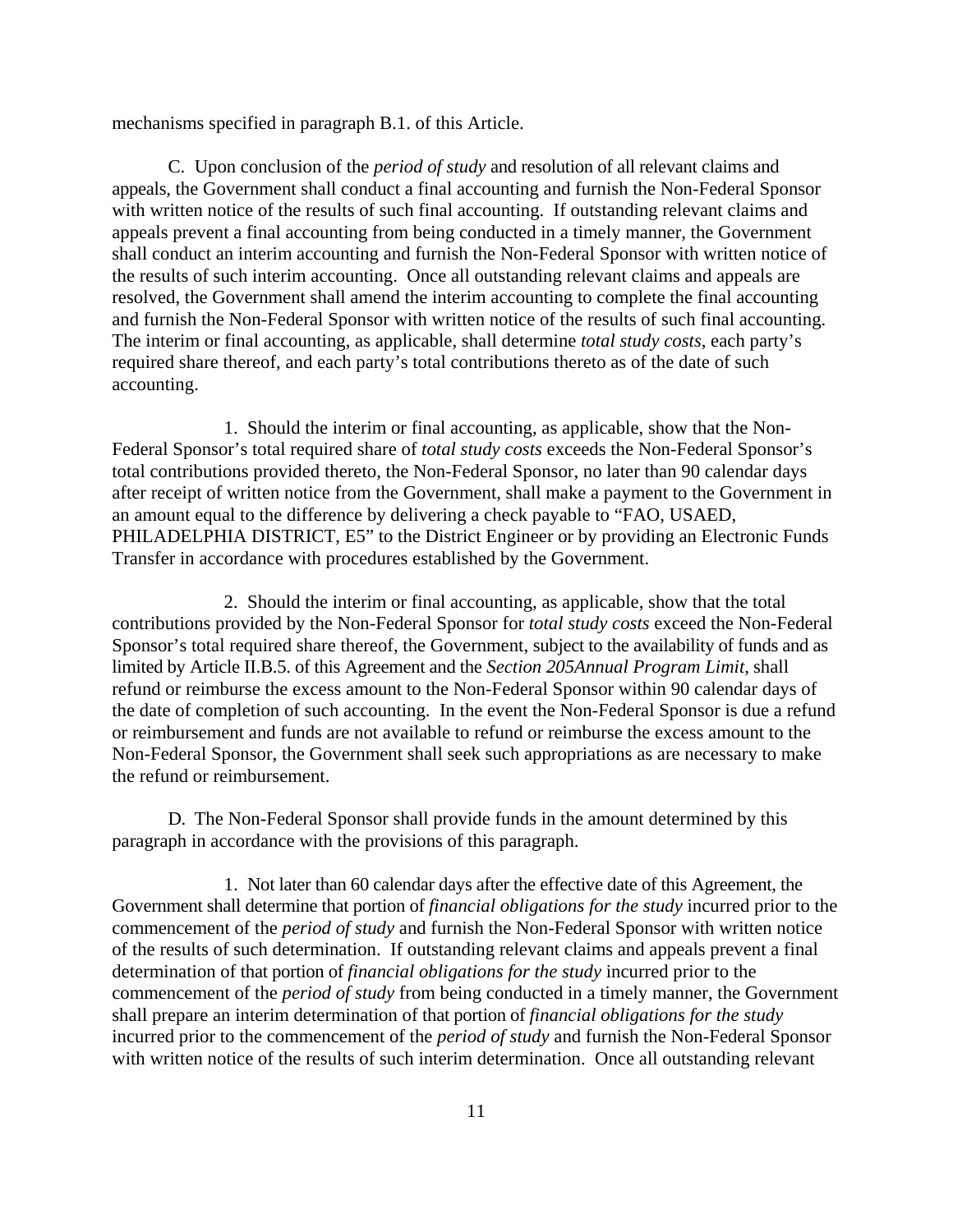mechanisms specified in paragraph B.1. of this Article.

C. Upon conclusion of the *period of study* and resolution of all relevant claims and appeals, the Government shall conduct a final accounting and furnish the Non-Federal Sponsor with written notice of the results of such final accounting. If outstanding relevant claims and appeals prevent a final accounting from being conducted in a timely manner, the Government shall conduct an interim accounting and furnish the Non-Federal Sponsor with written notice of the results of such interim accounting. Once all outstanding relevant claims and appeals are resolved, the Government shall amend the interim accounting to complete the final accounting and furnish the Non-Federal Sponsor with written notice of the results of such final accounting. The interim or final accounting, as applicable, shall determine *total study costs*, each party's required share thereof, and each party's total contributions thereto as of the date of such accounting.

1. Should the interim or final accounting, as applicable, show that the Non-Federal Sponsor's total required share of *total study costs* exceeds the Non-Federal Sponsor's total contributions provided thereto, the Non-Federal Sponsor, no later than 90 calendar days after receipt of written notice from the Government, shall make a payment to the Government in an amount equal to the difference by delivering a check payable to "FAO, USAED, PHILADELPHIA DISTRICT, E5" to the District Engineer or by providing an Electronic Funds Transfer in accordance with procedures established by the Government.

2. Should the interim or final accounting, as applicable, show that the total contributions provided by the Non-Federal Sponsor for *total study costs* exceed the Non-Federal Sponsor's total required share thereof, the Government, subject to the availability of funds and as limited by Article II.B.5. of this Agreement and the *Section 205Annual Program Limit*, shall refund or reimburse the excess amount to the Non-Federal Sponsor within 90 calendar days of the date of completion of such accounting. In the event the Non-Federal Sponsor is due a refund or reimbursement and funds are not available to refund or reimburse the excess amount to the Non-Federal Sponsor, the Government shall seek such appropriations as are necessary to make the refund or reimbursement.

D. The Non-Federal Sponsor shall provide funds in the amount determined by this paragraph in accordance with the provisions of this paragraph.

1. Not later than 60 calendar days after the effective date of this Agreement, the Government shall determine that portion of *financial obligations for the study* incurred prior to the commencement of the *period of study* and furnish the Non-Federal Sponsor with written notice of the results of such determination. If outstanding relevant claims and appeals prevent a final determination of that portion of *financial obligations for the study* incurred prior to the commencement of the *period of study* from being conducted in a timely manner, the Government shall prepare an interim determination of that portion of *financial obligations for the study* incurred prior to the commencement of the *period of study* and furnish the Non-Federal Sponsor with written notice of the results of such interim determination. Once all outstanding relevant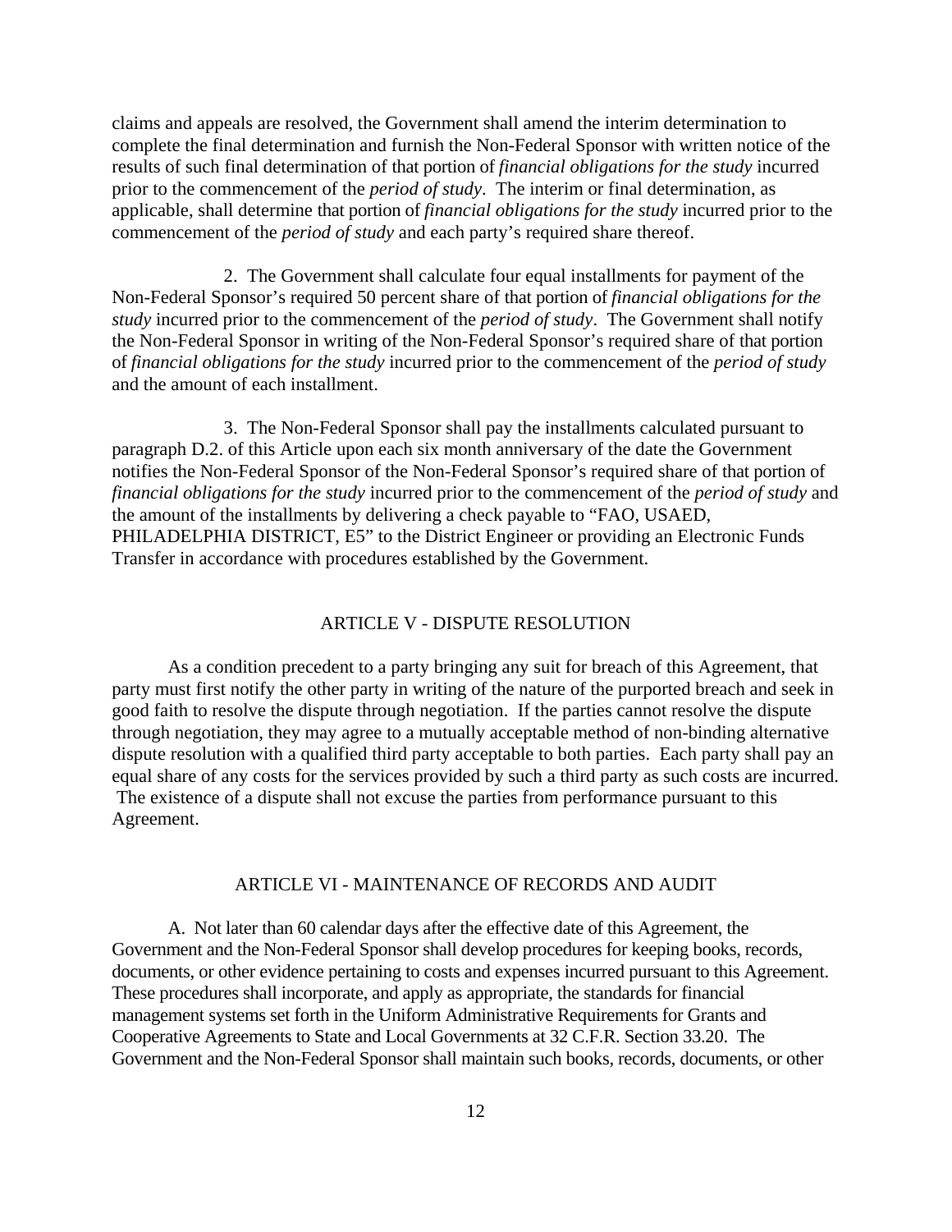claims and appeals are resolved, the Government shall amend the interim determination to complete the final determination and furnish the Non-Federal Sponsor with written notice of the results of such final determination of that portion of *financial obligations for the study* incurred prior to the commencement of the *period of study*. The interim or final determination, as applicable, shall determine that portion of *financial obligations for the study* incurred prior to the commencement of the *period of study* and each party's required share thereof.

2. The Government shall calculate four equal installments for payment of the Non-Federal Sponsor's required 50 percent share of that portion of *financial obligations for the study* incurred prior to the commencement of the *period of study*. The Government shall notify the Non-Federal Sponsor in writing of the Non-Federal Sponsor's required share of that portion of *financial obligations for the study* incurred prior to the commencement of the *period of study* and the amount of each installment.

3. The Non-Federal Sponsor shall pay the installments calculated pursuant to paragraph D.2. of this Article upon each six month anniversary of the date the Government notifies the Non-Federal Sponsor of the Non-Federal Sponsor's required share of that portion of *financial obligations for the study* incurred prior to the commencement of the *period of study* and the amount of the installments by delivering a check payable to "FAO, USAED, PHILADELPHIA DISTRICT, E5" to the District Engineer or providing an Electronic Funds Transfer in accordance with procedures established by the Government.

## ARTICLE V - DISPUTE RESOLUTION

As a condition precedent to a party bringing any suit for breach of this Agreement, that party must first notify the other party in writing of the nature of the purported breach and seek in good faith to resolve the dispute through negotiation. If the parties cannot resolve the dispute through negotiation, they may agree to a mutually acceptable method of non-binding alternative dispute resolution with a qualified third party acceptable to both parties. Each party shall pay an equal share of any costs for the services provided by such a third party as such costs are incurred. The existence of a dispute shall not excuse the parties from performance pursuant to this Agreement.

## ARTICLE VI - MAINTENANCE OF RECORDS AND AUDIT

A. Not later than 60 calendar days after the effective date of this Agreement, the Government and the Non-Federal Sponsor shall develop procedures for keeping books, records, documents, or other evidence pertaining to costs and expenses incurred pursuant to this Agreement. These procedures shall incorporate, and apply as appropriate, the standards for financial management systems set forth in the Uniform Administrative Requirements for Grants and Cooperative Agreements to State and Local Governments at 32 C.F.R. Section 33.20. The Government and the Non-Federal Sponsor shall maintain such books, records, documents, or other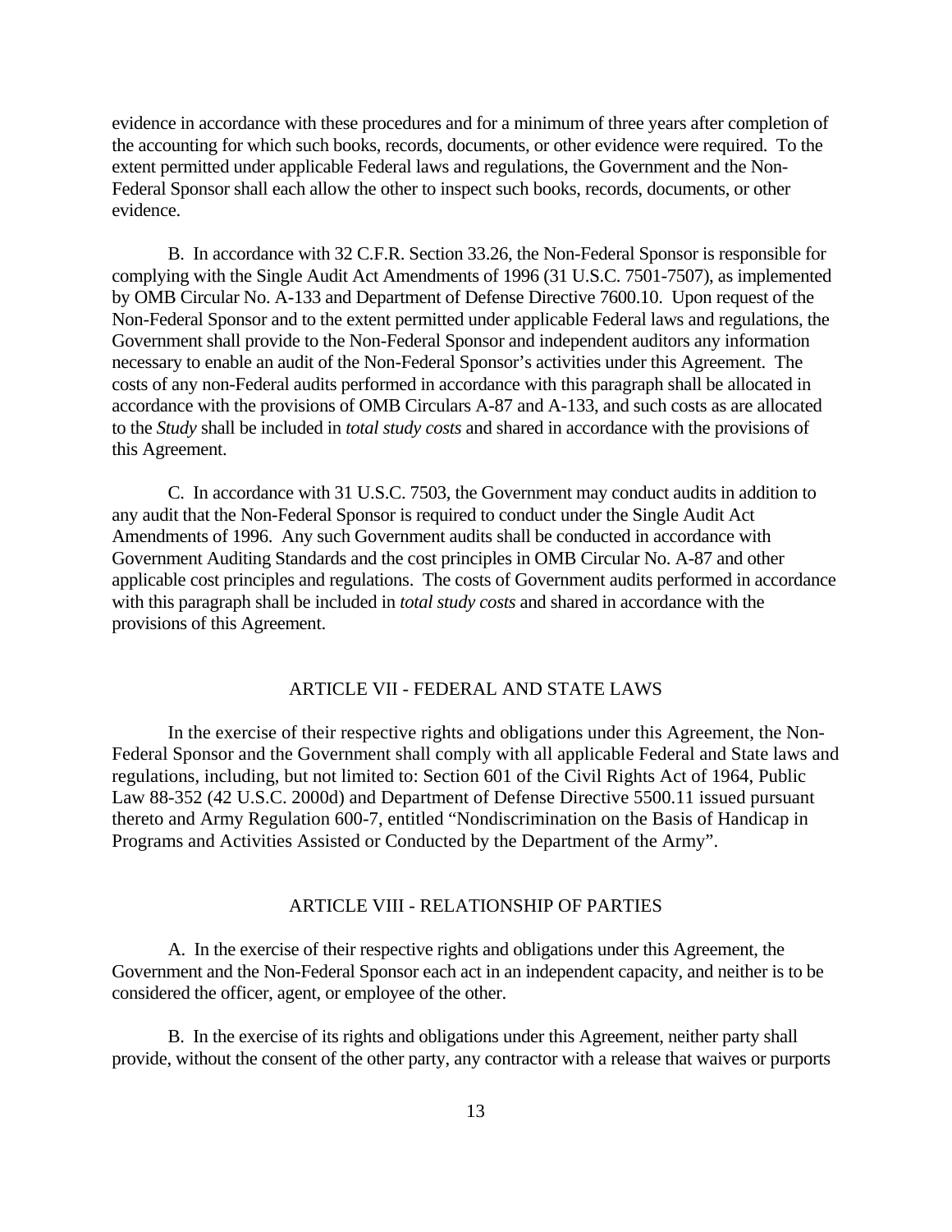evidence in accordance with these procedures and for a minimum of three years after completion of the accounting for which such books, records, documents, or other evidence were required. To the extent permitted under applicable Federal laws and regulations, the Government and the Non-Federal Sponsor shall each allow the other to inspect such books, records, documents, or other evidence.

B. In accordance with 32 C.F.R. Section 33.26, the Non-Federal Sponsor is responsible for complying with the Single Audit Act Amendments of 1996 (31 U.S.C. 7501-7507), as implemented by OMB Circular No. A-133 and Department of Defense Directive 7600.10. Upon request of the Non-Federal Sponsor and to the extent permitted under applicable Federal laws and regulations, the Government shall provide to the Non-Federal Sponsor and independent auditors any information necessary to enable an audit of the Non-Federal Sponsor's activities under this Agreement. The costs of any non-Federal audits performed in accordance with this paragraph shall be allocated in accordance with the provisions of OMB Circulars A-87 and A-133, and such costs as are allocated to the *Study* shall be included in *total study costs* and shared in accordance with the provisions of this Agreement.

C. In accordance with 31 U.S.C. 7503, the Government may conduct audits in addition to any audit that the Non-Federal Sponsor is required to conduct under the Single Audit Act Amendments of 1996. Any such Government audits shall be conducted in accordance with Government Auditing Standards and the cost principles in OMB Circular No. A-87 and other applicable cost principles and regulations. The costs of Government audits performed in accordance with this paragraph shall be included in *total study costs* and shared in accordance with the provisions of this Agreement.

## ARTICLE VII - FEDERAL AND STATE LAWS

In the exercise of their respective rights and obligations under this Agreement, the Non-Federal Sponsor and the Government shall comply with all applicable Federal and State laws and regulations, including, but not limited to: Section 601 of the Civil Rights Act of 1964, Public Law 88-352 (42 U.S.C. 2000d) and Department of Defense Directive 5500.11 issued pursuant thereto and Army Regulation 600-7, entitled "Nondiscrimination on the Basis of Handicap in Programs and Activities Assisted or Conducted by the Department of the Army".

## ARTICLE VIII - RELATIONSHIP OF PARTIES

A. In the exercise of their respective rights and obligations under this Agreement, the Government and the Non-Federal Sponsor each act in an independent capacity, and neither is to be considered the officer, agent, or employee of the other.

B. In the exercise of its rights and obligations under this Agreement, neither party shall provide, without the consent of the other party, any contractor with a release that waives or purports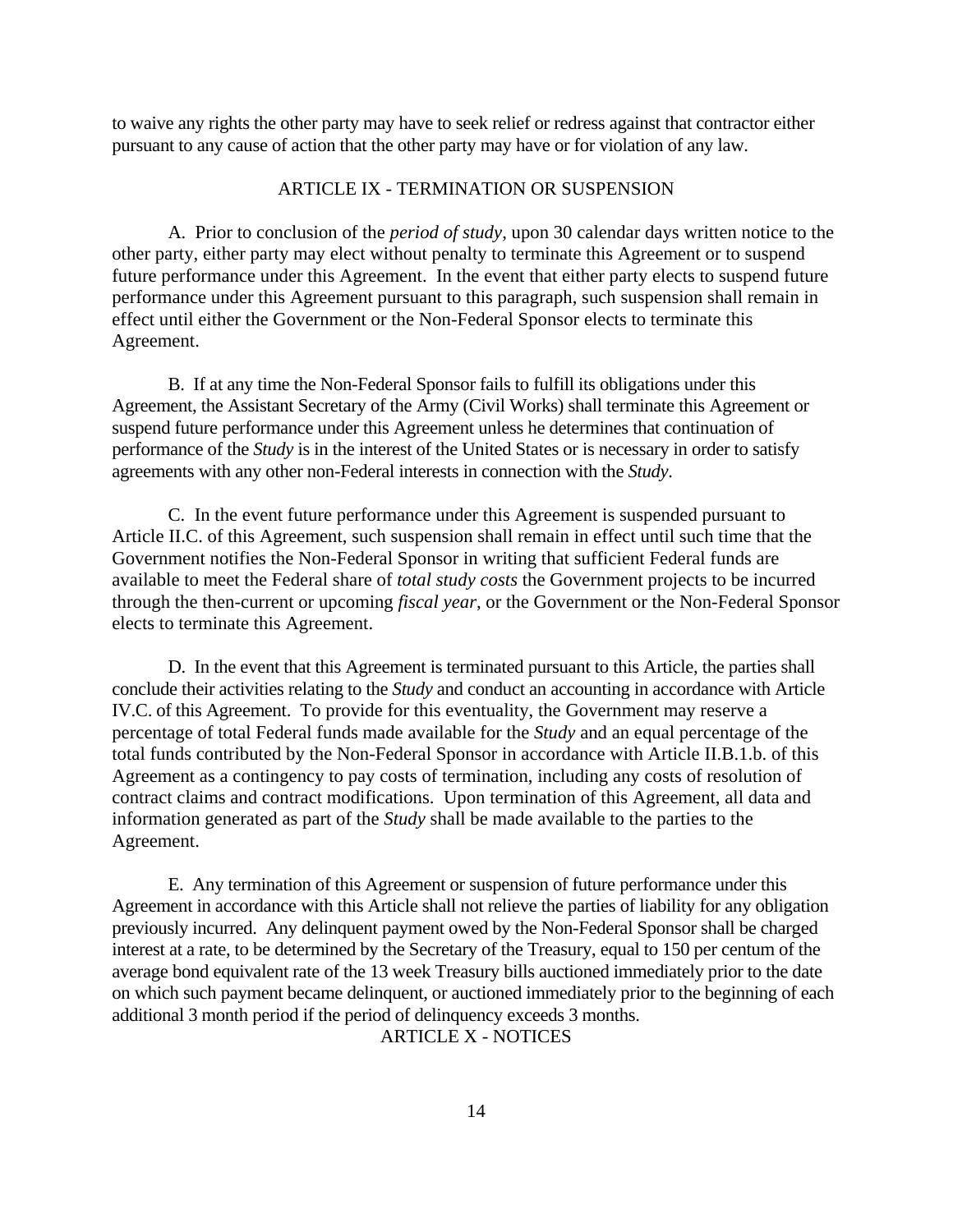to waive any rights the other party may have to seek relief or redress against that contractor either pursuant to any cause of action that the other party may have or for violation of any law.

## ARTICLE IX - TERMINATION OR SUSPENSION

A. Prior to conclusion of the *period of study*, upon 30 calendar days written notice to the other party, either party may elect without penalty to terminate this Agreement or to suspend future performance under this Agreement. In the event that either party elects to suspend future performance under this Agreement pursuant to this paragraph, such suspension shall remain in effect until either the Government or the Non-Federal Sponsor elects to terminate this Agreement.

B. If at any time the Non-Federal Sponsor fails to fulfill its obligations under this Agreement, the Assistant Secretary of the Army (Civil Works) shall terminate this Agreement or suspend future performance under this Agreement unless he determines that continuation of performance of the *Study* is in the interest of the United States or is necessary in order to satisfy agreements with any other non-Federal interests in connection with the *Study*.

C. In the event future performance under this Agreement is suspended pursuant to Article II.C. of this Agreement, such suspension shall remain in effect until such time that the Government notifies the Non-Federal Sponsor in writing that sufficient Federal funds are available to meet the Federal share of *total study costs* the Government projects to be incurred through the then-current or upcoming *fiscal year*, or the Government or the Non-Federal Sponsor elects to terminate this Agreement.

D. In the event that this Agreement is terminated pursuant to this Article, the parties shall conclude their activities relating to the *Study* and conduct an accounting in accordance with Article IV.C. of this Agreement. To provide for this eventuality, the Government may reserve a percentage of total Federal funds made available for the *Study* and an equal percentage of the total funds contributed by the Non-Federal Sponsor in accordance with Article II.B.1.b. of this Agreement as a contingency to pay costs of termination, including any costs of resolution of contract claims and contract modifications. Upon termination of this Agreement, all data and information generated as part of the *Study* shall be made available to the parties to the Agreement.

E. Any termination of this Agreement or suspension of future performance under this Agreement in accordance with this Article shall not relieve the parties of liability for any obligation previously incurred. Any delinquent payment owed by the Non-Federal Sponsor shall be charged interest at a rate, to be determined by the Secretary of the Treasury, equal to 150 per centum of the average bond equivalent rate of the 13 week Treasury bills auctioned immediately prior to the date on which such payment became delinquent, or auctioned immediately prior to the beginning of each additional 3 month period if the period of delinquency exceeds 3 months.

## ARTICLE X - NOTICES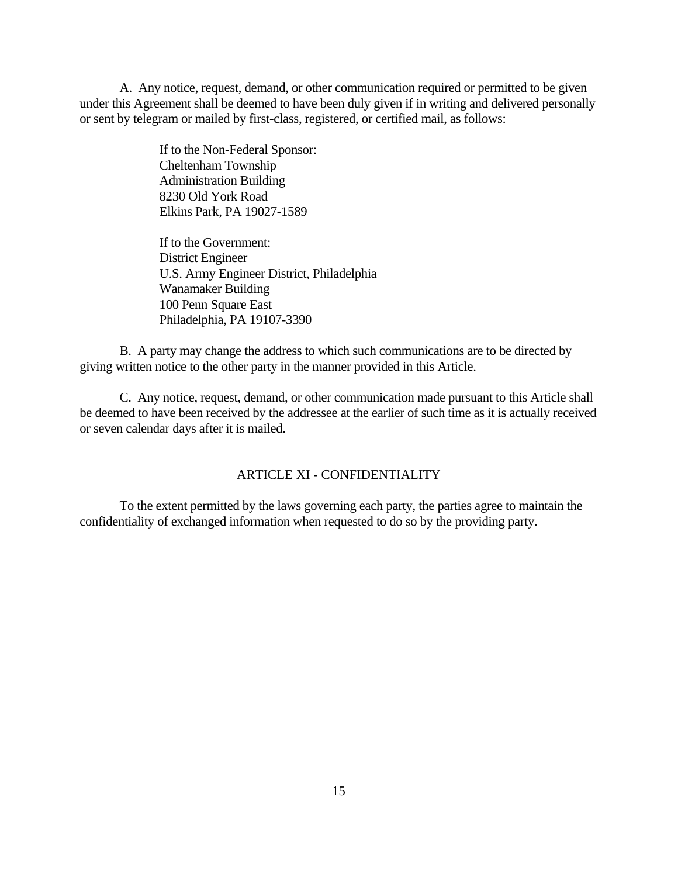A. Any notice, request, demand, or other communication required or permitted to be given under this Agreement shall be deemed to have been duly given if in writing and delivered personally or sent by telegram or mailed by first-class, registered, or certified mail, as follows:

> If to the Non-Federal Sponsor:
> Cheltenham Township
> Administration Building
> 8230 Old York Road
> Elkins Park, PA 19027-1589
>
> If to the Government:
> District Engineer
> U.S. Army Engineer District, Philadelphia
> Wanamaker Building
> 100 Penn Square East
> Philadelphia, PA 19107-3390

B. A party may change the address to which such communications are to be directed by giving written notice to the other party in the manner provided in this Article.

C. Any notice, request, demand, or other communication made pursuant to this Article shall be deemed to have been received by the addressee at the earlier of such time as it is actually received or seven calendar days after it is mailed.

## ARTICLE XI - CONFIDENTIALITY

To the extent permitted by the laws governing each party, the parties agree to maintain the confidentiality of exchanged information when requested to do so by the providing party.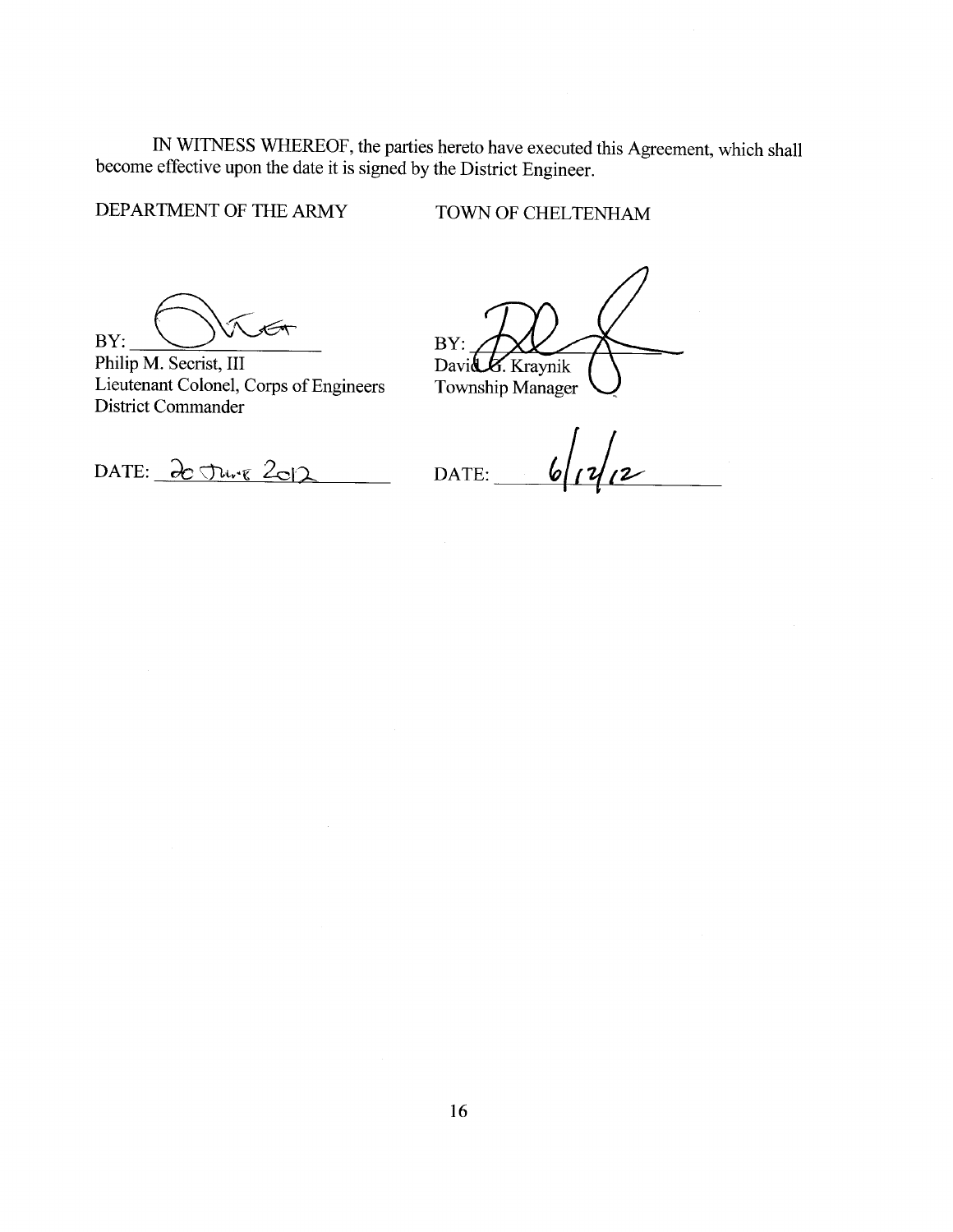IN WITNESS WHEREOF, the parties hereto have executed this Agreement, which shall become effective upon the date it is signed by the District Engineer.

DEPARTMENT OF THE ARMY

BY: ______________________

Philip M. Secrist, III
Lieutenant Colonel, Corps of Engineers
District Commander

DATE: 20 June 2012

TOWN OF CHELTENHAM

BY: ______________________

David G. Kraynik
Township Manager

DATE: 6/12/12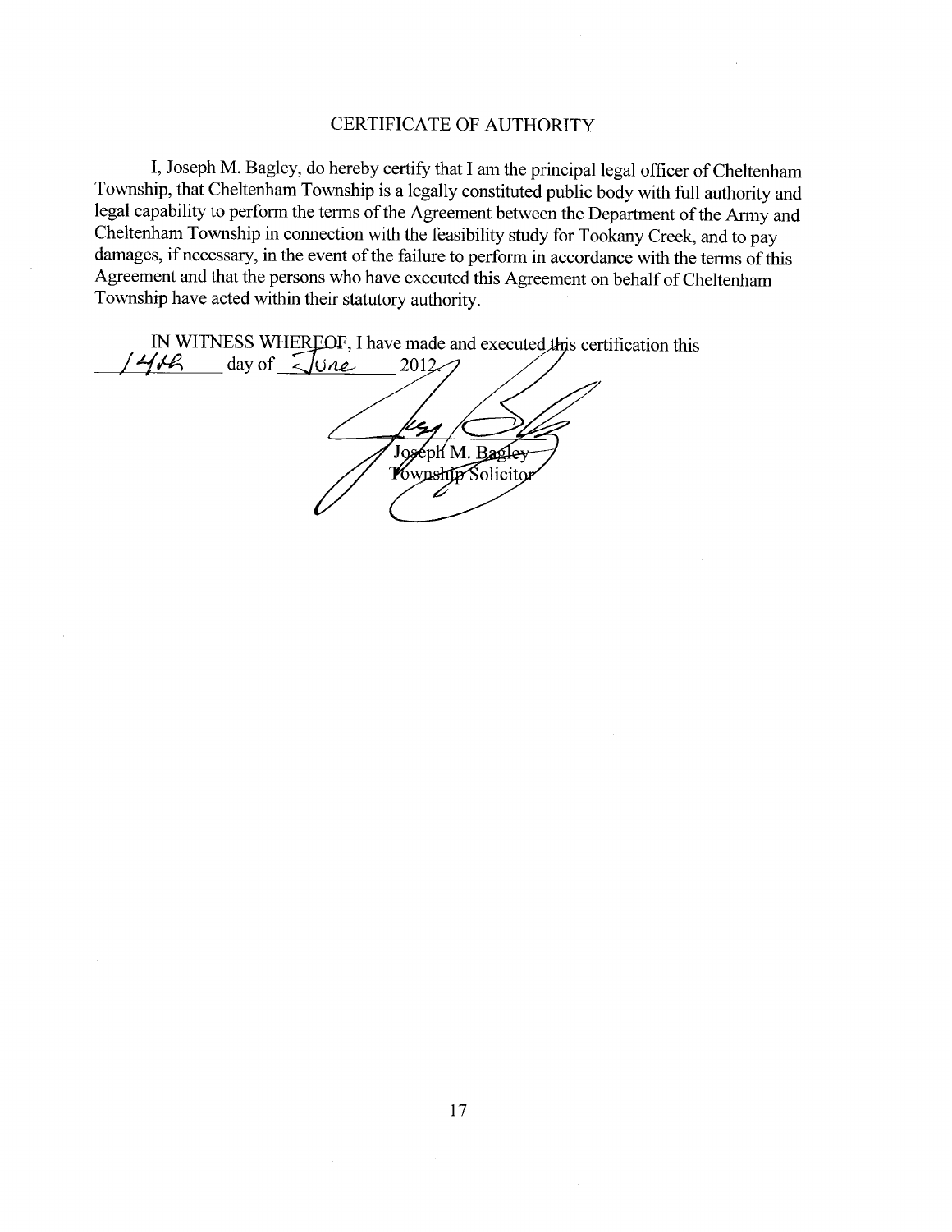# CERTIFICATE OF AUTHORITY

I, Joseph M. Bagley, do hereby certify that I am the principal legal officer of Cheltenham Township, that Cheltenham Township is a legally constituted public body with full authority and legal capability to perform the terms of the Agreement between the Department of the Army and Cheltenham Township in connection with the feasibility study for Tookany Creek, and to pay damages, if necessary, in the event of the failure to perform in accordance with the terms of this Agreement and that the persons who have executed this Agreement on behalf of Cheltenham Township have acted within their statutory authority.

IN WITNESS WHEREOF, I have made and executed this certification this 14th day of June 2012.

Joseph M. Bagley
Township Solicitor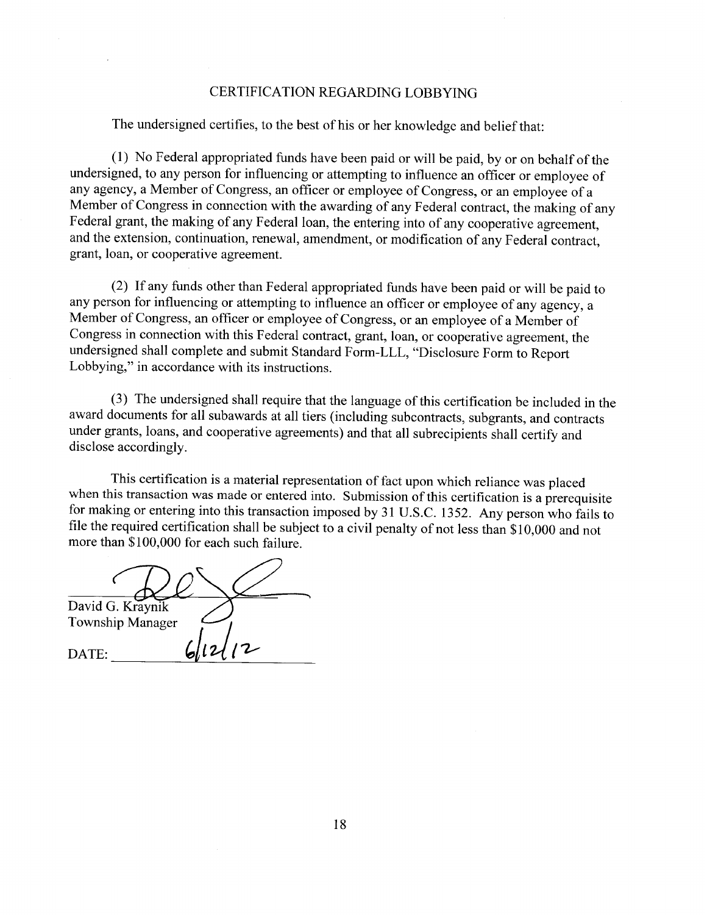# CERTIFICATION REGARDING LOBBYING

The undersigned certifies, to the best of his or her knowledge and belief that:

(1) No Federal appropriated funds have been paid or will be paid, by or on behalf of the undersigned, to any person for influencing or attempting to influence an officer or employee of any agency, a Member of Congress, an officer or employee of Congress, or an employee of a Member of Congress in connection with the awarding of any Federal contract, the making of any Federal grant, the making of any Federal loan, the entering into of any cooperative agreement, and the extension, continuation, renewal, amendment, or modification of any Federal contract, grant, loan, or cooperative agreement.

(2) If any funds other than Federal appropriated funds have been paid or will be paid to any person for influencing or attempting to influence an officer or employee of any agency, a Member of Congress, an officer or employee of Congress, or an employee of a Member of Congress in connection with this Federal contract, grant, loan, or cooperative agreement, the undersigned shall complete and submit Standard Form-LLL, "Disclosure Form to Report Lobbying," in accordance with its instructions.

(3) The undersigned shall require that the language of this certification be included in the award documents for all subawards at all tiers (including subcontracts, subgrants, and contracts under grants, loans, and cooperative agreements) and that all subrecipients shall certify and disclose accordingly.

This certification is a material representation of fact upon which reliance was placed when this transaction was made or entered into. Submission of this certification is a prerequisite for making or entering into this transaction imposed by 31 U.S.C. 1352. Any person who fails to file the required certification shall be subject to a civil penalty of not less than $10,000 and not more than $100,000 for each such failure.

David G. Kraynik
Township Manager

DATE: 6/12/12